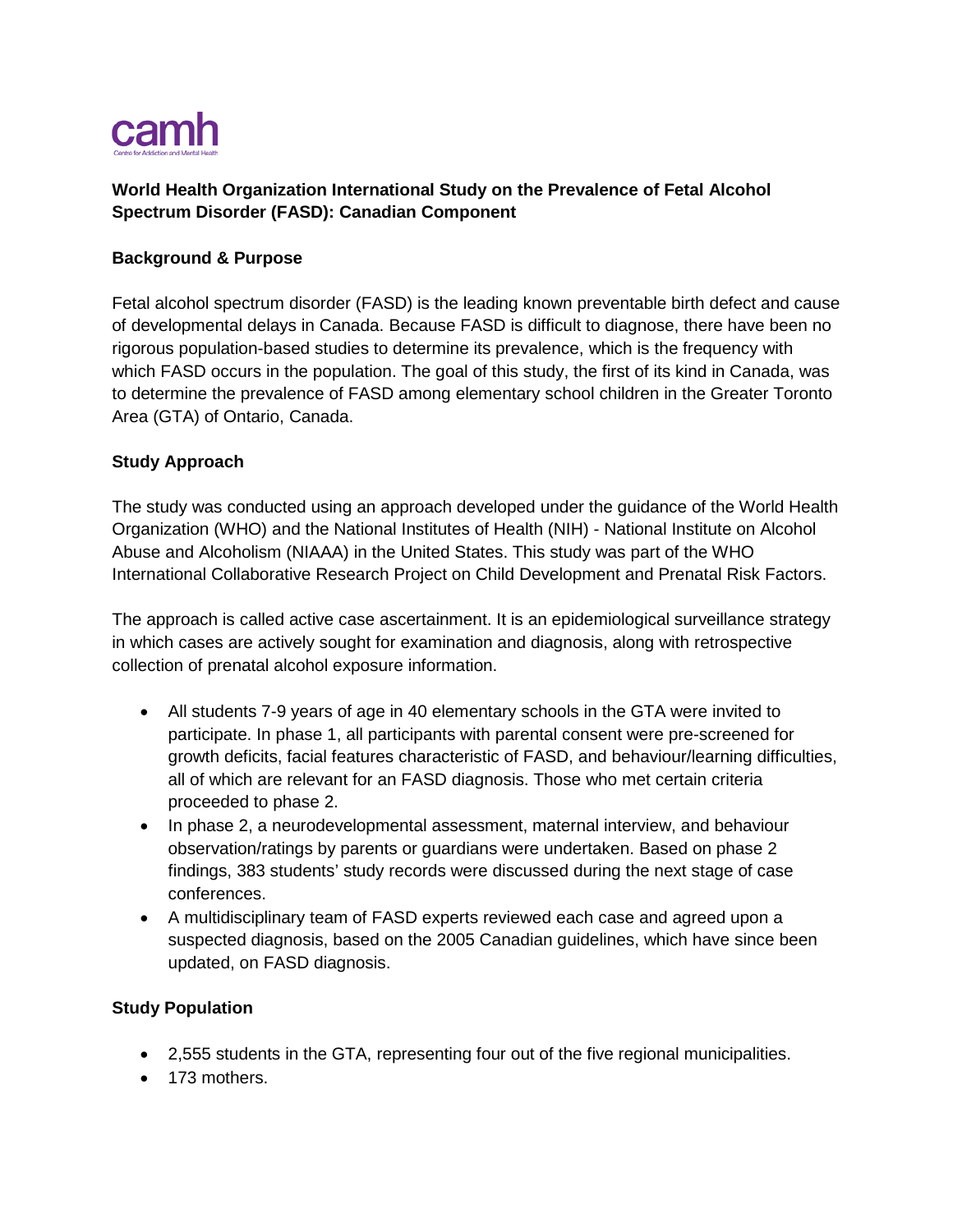camh

Centre for Addiction and Mental Health

**World Health Organization International Study on the Prevalence of Fetal Alcohol Spectrum Disorder (FASD): Canadian Component**

**Background & Purpose**

Fetal alcohol spectrum disorder (FASD) is the leading known preventable birth defect and cause of developmental delays in Canada. Because FASD is difficult to diagnose, there have been no rigorous population-based studies to determine its prevalence, which is the frequency with which FASD occurs in the population. The goal of this study, the first of its kind in Canada, was to determine the prevalence of FASD among elementary school children in the Greater Toronto Area (GTA) of Ontario, Canada.

**Study Approach**

The study was conducted using an approach developed under the guidance of the World Health Organization (WHO) and the National Institutes of Health (NIH) - National Institute on Alcohol Abuse and Alcoholism (NIAAA) in the United States. This study was part of the WHO International Collaborative Research Project on Child Development and Prenatal Risk Factors.

The approach is called active case ascertainment. It is an epidemiological surveillance strategy in which cases are actively sought for examination and diagnosis, along with retrospective collection of prenatal alcohol exposure information.

- All students 7-9 years of age in 40 elementary schools in the GTA were invited to participate. In phase 1, all participants with parental consent were pre-screened for growth deficits, facial features characteristic of FASD, and behaviour/learning difficulties, all of which are relevant for an FASD diagnosis. Those who met certain criteria proceeded to phase 2.
- In phase 2, a neurodevelopmental assessment, maternal interview, and behaviour observation/ratings by parents or guardians were undertaken. Based on phase 2 findings, 383 students' study records were discussed during the next stage of case conferences.
- A multidisciplinary team of FASD experts reviewed each case and agreed upon a suspected diagnosis, based on the 2005 Canadian guidelines, which have since been updated, on FASD diagnosis.

**Study Population**

- 2,555 students in the GTA, representing four out of the five regional municipalities.
- 173 mothers.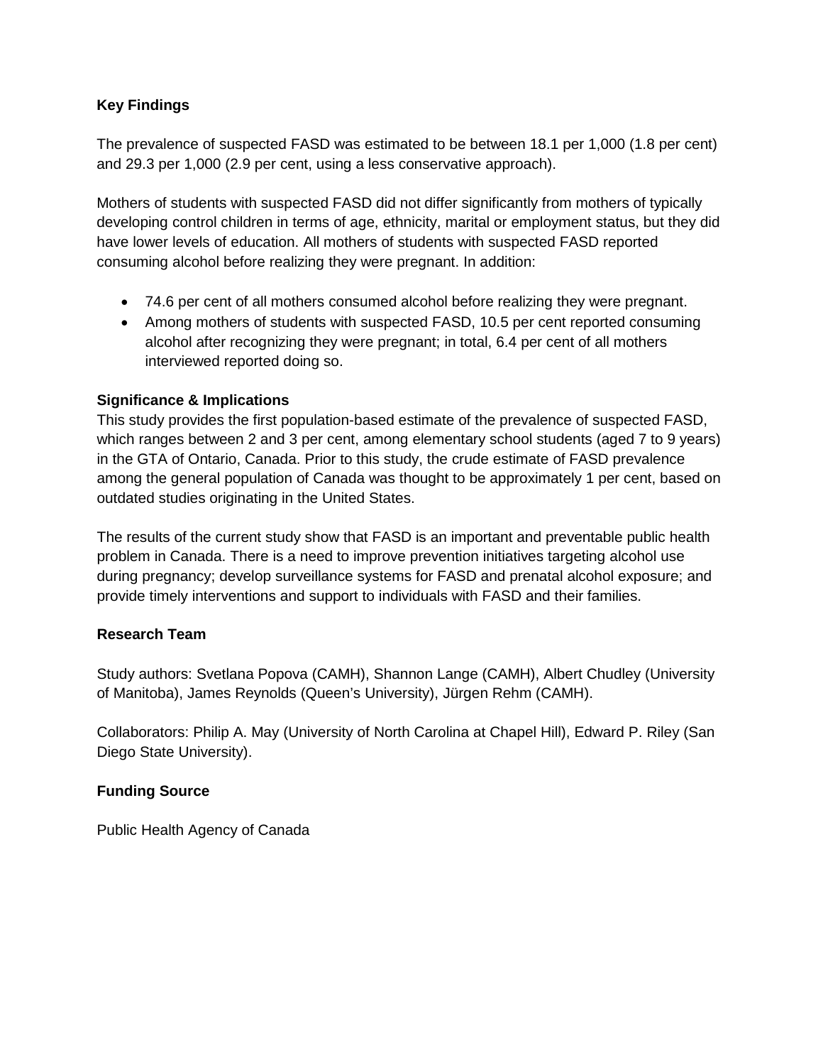**Key Findings**

The prevalence of suspected FASD was estimated to be between 18.1 per 1,000 (1.8 per cent) and 29.3 per 1,000 (2.9 per cent, using a less conservative approach).

Mothers of students with suspected FASD did not differ significantly from mothers of typically developing control children in terms of age, ethnicity, marital or employment status, but they did have lower levels of education. All mothers of students with suspected FASD reported consuming alcohol before realizing they were pregnant. In addition:

- 74.6 per cent of all mothers consumed alcohol before realizing they were pregnant.
- Among mothers of students with suspected FASD, 10.5 per cent reported consuming alcohol after recognizing they were pregnant; in total, 6.4 per cent of all mothers interviewed reported doing so.

**Significance & Implications**

This study provides the first population-based estimate of the prevalence of suspected FASD, which ranges between 2 and 3 per cent, among elementary school students (aged 7 to 9 years) in the GTA of Ontario, Canada. Prior to this study, the crude estimate of FASD prevalence among the general population of Canada was thought to be approximately 1 per cent, based on outdated studies originating in the United States.

The results of the current study show that FASD is an important and preventable public health problem in Canada. There is a need to improve prevention initiatives targeting alcohol use during pregnancy; develop surveillance systems for FASD and prenatal alcohol exposure; and provide timely interventions and support to individuals with FASD and their families.

**Research Team**

Study authors: Svetlana Popova (CAMH), Shannon Lange (CAMH), Albert Chudley (University of Manitoba), James Reynolds (Queen's University), Jürgen Rehm (CAMH).

Collaborators: Philip A. May (University of North Carolina at Chapel Hill), Edward P. Riley (San Diego State University).

**Funding Source**

Public Health Agency of Canada